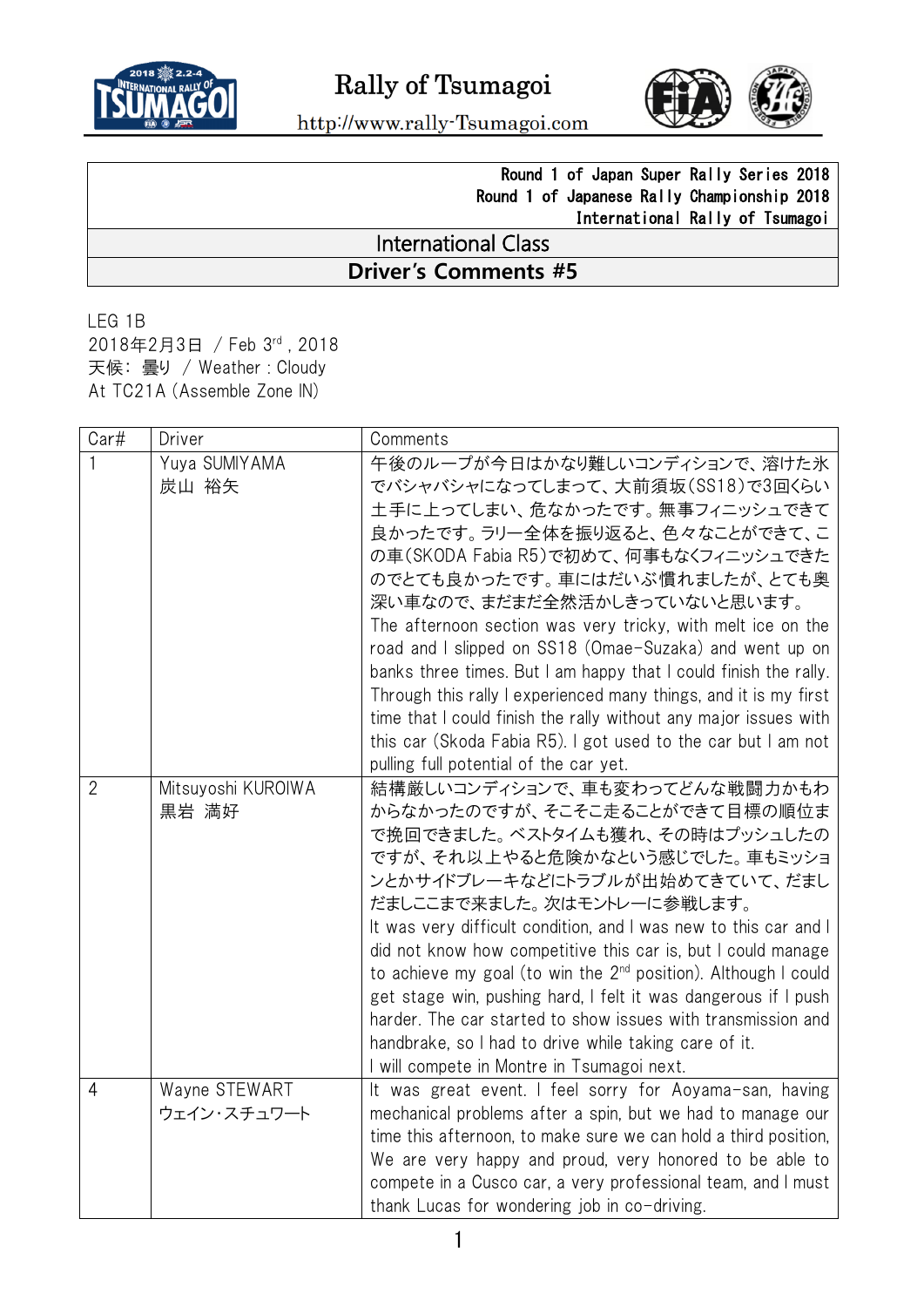# Rally of Tsumagoi

http://www.rally-Tsumagoi.com

| Round 1 of Japan Super Rally Series 2018<br>Round 1 of Japanese Rally Championship 2018<br>International Rally of Tsumagoi |
|---|
| International Class |
| **Driver's Comments #5** |

LEG 1B
2018年2月3日 / Feb 3rd, 2018
天候: 曇り / Weather : Cloudy
At TC21A (Assemble Zone IN)

| Car# | Driver | Comments |
|---|---|---|
| 1 | Yuya SUMIYAMA<br>炭山 裕矢 | 午後のループが今日はかなり難しいコンディションで、溶けた氷でバシャバシャになってしまって、大前須坂(SS18)で3回くらい土手に上ってしまい、危なかったです。無事フィニッシュできて良かったです。ラリー全体を振り返ると、色々なことができて、この車(SKODA Fabia R5)で初めて、何事もなくフィニッシュできたのでとても良かったです。車にはだいぶ慣れましたが、とても奥深い車なので、まだまだ全然活かしきっていないと思います。<br>The afternoon section was very tricky, with melt ice on the road and I slipped on SS18 (Omae-Suzaka) and went up on banks three times. But I am happy that I could finish the rally. Through this rally I experienced many things, and it is my first time that I could finish the rally without any major issues with this car (Skoda Fabia R5). I got used to the car but I am not pulling full potential of the car yet. |
| 2 | Mitsuyoshi KUROIWA<br>黒岩 満好 | 結構厳しいコンディションで、車も変わってどんな戦闘力かもわからなかったのですが、そこそこ走ることができて目標の順位まで挽回できました。ベストタイムも獲れ、その時はプッシュしたのですが、それ以上やると危険かなという感じでした。車もミッションとかサイドブレーキなどにトラブルが出始めてきていて、だましだましここまで来ました。次はモントレーに参戦します。<br>It was very difficult condition, and I was new to this car and I did not know how competitive this car is, but I could manage to achieve my goal (to win the 2nd position). Although I could get stage win, pushing hard, I felt it was dangerous if I push harder. The car started to show issues with transmission and handbrake, so I had to drive while taking care of it.<br>I will compete in Montre in Tsumagoi next. |
| 4 | Wayne STEWART<br>ウェイン・スチュワート | It was great event. I feel sorry for Aoyama-san, having mechanical problems after a spin, but we had to manage our time this afternoon, to make sure we can hold a third position. We are very happy and proud, very honored to be able to compete in a Cusco car, a very professional team, and I must thank Lucas for wondering job in co-driving. |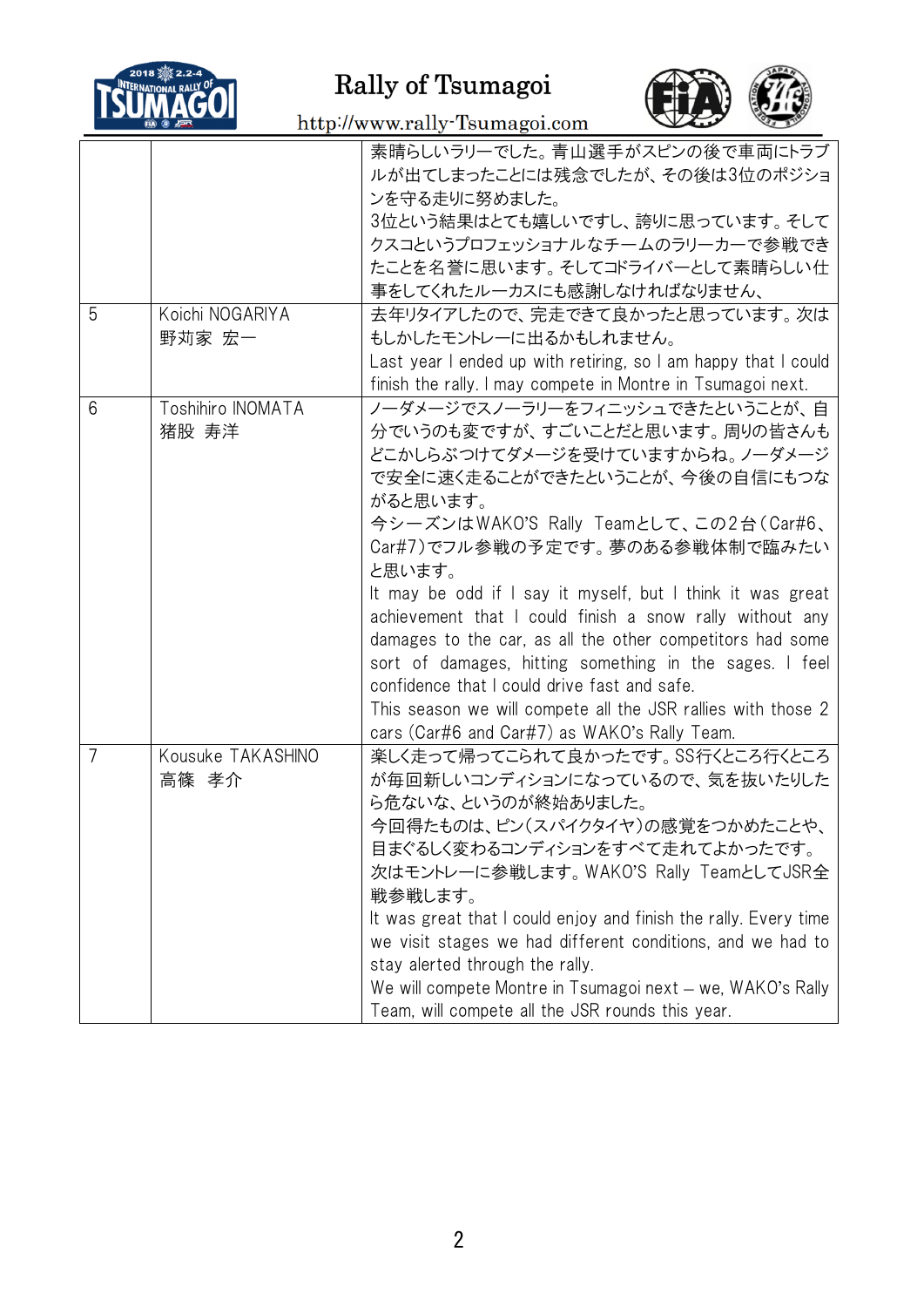| | | |
|---|---|---|
| | | 素晴らしいラリーでした。青山選手がスピンの後で車両にトラブルが出てしまったことには残念でしたが、その後は3位のポジションを守る走りに努めました。<br>3位という結果はとても嬉しいですし、誇りに思っています。そしてクスコというプロフェッショナルなチームのラリーカーで参戦できたことを名誉に思います。そしてコドライバーとして素晴らしい仕事をしてくれたルーカスにも感謝しなければなりません、 |
| 5 | Koichi NOGARIYA<br>野苅家 宏一 | 去年リタイアしたので、完走できて良かったと思っています。次はもしかしたモントレーに出るかもしれません。<br>Last year I ended up with retiring, so I am happy that I could finish the rally. I may compete in Montre in Tsumagoi next. |
| 6 | Toshihiro INOMATA<br>猪股 寿洋 | ノーダメージでスノーラリーをフィニッシュできたということが、自分でいうのも変ですが、すごいことだと思います。周りの皆さんもどこかしらぶつけてダメージを受けていますからね。ノーダメージで安全に速く走ることができたということが、今後の自信にもつながると思います。<br>今シーズンはWAKO'S Rally Teamとして、この2台(Car#6、Car#7)でフル参戦の予定です。夢のある参戦体制で臨みたいと思います。<br>It may be odd if I say it myself, but I think it was great achievement that I could finish a snow rally without any damages to the car, as all the other competitors had some sort of damages, hitting something in the sages. I feel confidence that I could drive fast and safe.<br>This season we will compete all the JSR rallies with those 2 cars (Car#6 and Car#7) as WAKO's Rally Team. |
| 7 | Kousuke TAKASHINO<br>高篠 孝介 | 楽しく走って帰ってこられて良かったです。SS行くところ行くところが毎回新しいコンディションになっているので、気を抜いたりしたら危ないな、というのが終始ありました。<br>今回得たものは、ピン(スパイクタイヤ)の感覚をつかめたことや、目まぐるしく変わるコンディションをすべて走れてよかったです。<br>次はモントレーに参戦します。WAKO'S Rally TeamとしてJSR全戦参戦します。<br>It was great that I could enjoy and finish the rally. Every time we visit stages we had different conditions, and we had to stay alerted through the rally.<br>We will compete Montre in Tsumagoi next – we, WAKO's Rally Team, will compete all the JSR rounds this year. |